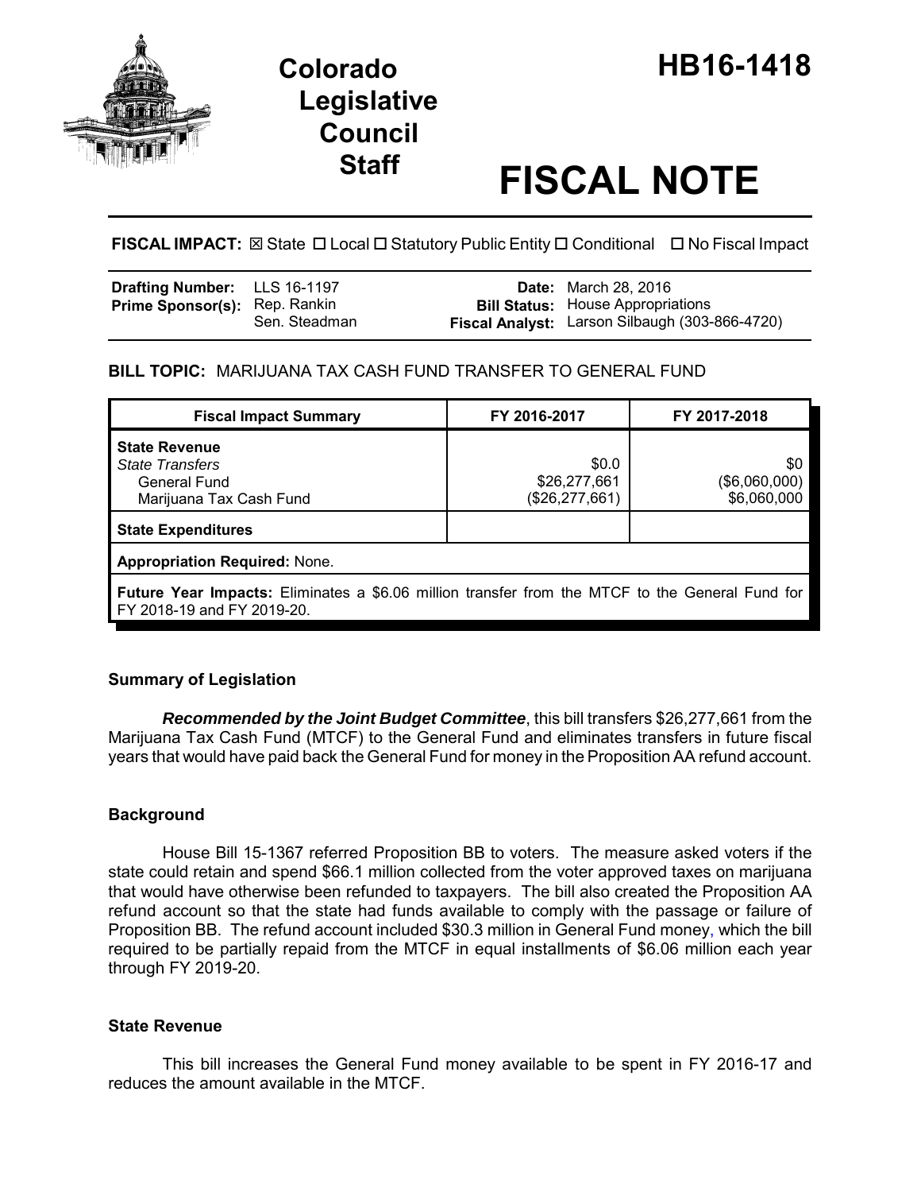# Colorado Legislative Council Staff

# HB16-1418

# FISCAL NOTE

**FISCAL IMPACT:** ☒ State ☐ Local ☐ Statutory Public Entity ☐ Conditional ☐ No Fiscal Impact

| | | | |
|---|---|---|---|
| **Drafting Number:** | LLS 16-1197 | **Date:** | March 28, 2016 |
| **Prime Sponsor(s):** | Rep. Rankin<br>Sen. Steadman | **Bill Status:** | House Appropriations |
| | | **Fiscal Analyst:** | Larson Silbaugh (303-866-4720) |

**BILL TOPIC:** MARIJUANA TAX CASH FUND TRANSFER TO GENERAL FUND

| Fiscal Impact Summary | FY 2016-2017 | FY 2017-2018 |
|---|---|---|
| **State Revenue** | | |
| *State Transfers* | $0.0 | $0 |
| General Fund | $26,277,661 | ($6,060,000) |
| Marijuana Tax Cash Fund | ($26,277,661) | $6,060,000 |
| **State Expenditures** | | |
| **Appropriation Required:** None. | | |
| **Future Year Impacts:** Eliminates a $6.06 million transfer from the MTCF to the General Fund for FY 2018-19 and FY 2019-20. | | |

## Summary of Legislation

***Recommended by the Joint Budget Committee***, this bill transfers $26,277,661 from the Marijuana Tax Cash Fund (MTCF) to the General Fund and eliminates transfers in future fiscal years that would have paid back the General Fund for money in the Proposition AA refund account.

## Background

House Bill 15-1367 referred Proposition BB to voters. The measure asked voters if the state could retain and spend $66.1 million collected from the voter approved taxes on marijuana that would have otherwise been refunded to taxpayers. The bill also created the Proposition AA refund account so that the state had funds available to comply with the passage or failure of Proposition BB. The refund account included $30.3 million in General Fund money, which the bill required to be partially repaid from the MTCF in equal installments of $6.06 million each year through FY 2019-20.

## State Revenue

This bill increases the General Fund money available to be spent in FY 2016-17 and reduces the amount available in the MTCF.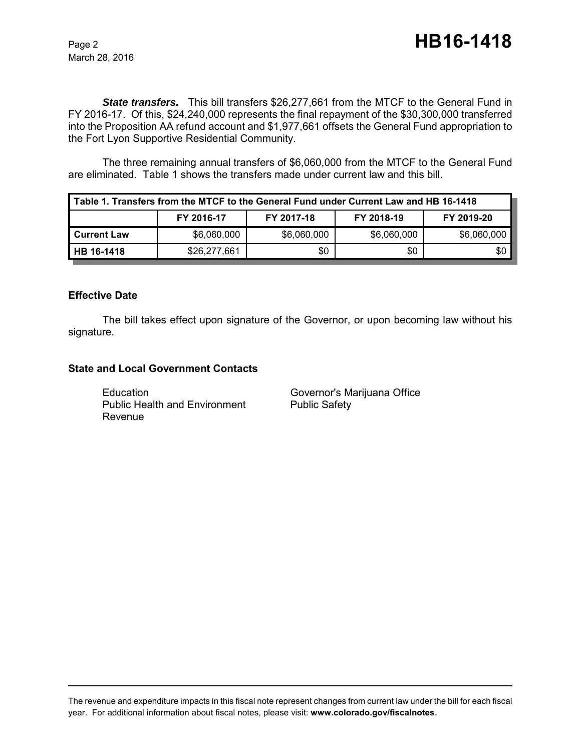***State transfers.*** This bill transfers $26,277,661 from the MTCF to the General Fund in FY 2016-17. Of this, $24,240,000 represents the final repayment of the $30,300,000 transferred into the Proposition AA refund account and $1,977,661 offsets the General Fund appropriation to the Fort Lyon Supportive Residential Community.

The three remaining annual transfers of $6,060,000 from the MTCF to the General Fund are eliminated. Table 1 shows the transfers made under current law and this bill.

**Table 1. Transfers from the MTCF to the General Fund under Current Law and HB 16-1418**

| | FY 2016-17 | FY 2017-18 | FY 2018-19 | FY 2019-20 |
|---|---|---|---|---|
| **Current Law** | $6,060,000 | $6,060,000 | $6,060,000 | $6,060,000 |
| **HB 16-1418** | $26,277,661 | $0 | $0 | $0 |

### Effective Date

The bill takes effect upon signature of the Governor, or upon becoming law without his signature.

### State and Local Government Contacts

Education
Governor's Marijuana Office
Public Health and Environment
Public Safety
Revenue

The revenue and expenditure impacts in this fiscal note represent changes from current law under the bill for each fiscal year. For additional information about fiscal notes, please visit: **www.colorado.gov/fiscalnotes.**